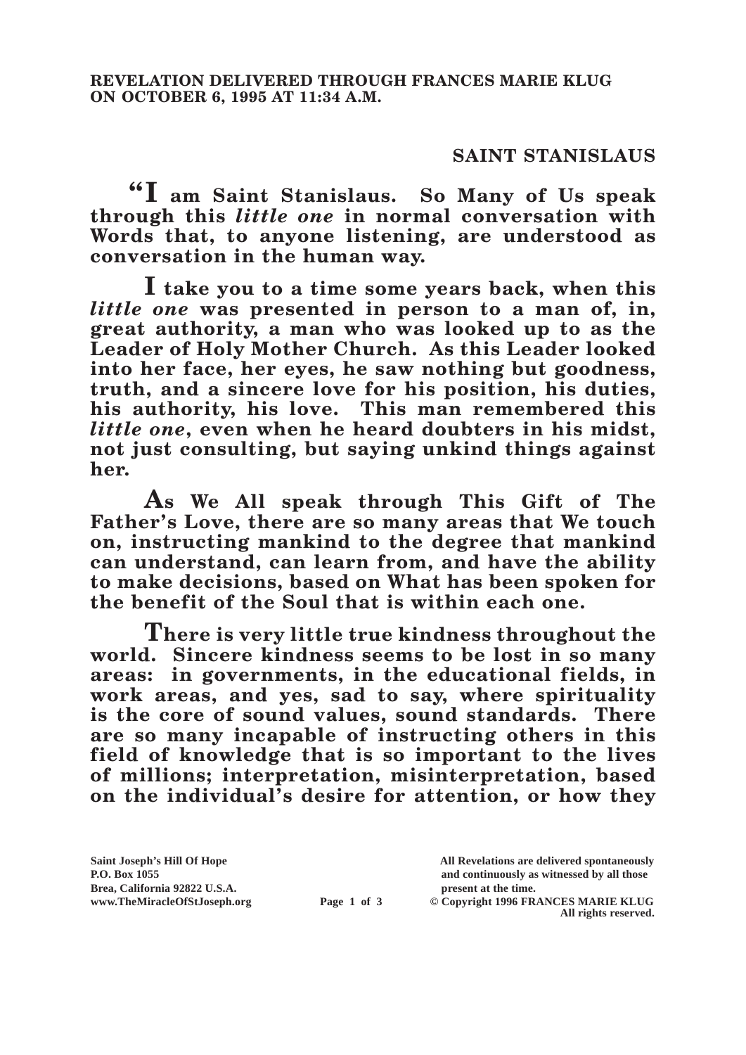**REVELATION DELIVERED THROUGH FRANCES MARIE KLUG ON OCTOBER 6, 1995 AT 11:34 A.M.**

## SAINT STANISLAUS

**"I am Saint Stanislaus. So Many of Us speak through this *little one* in normal conversation with Words that, to anyone listening, are understood as conversation in the human way.**

**I take you to a time some years back, when this *little one* was presented in person to a man of, in, great authority, a man who was looked up to as the Leader of Holy Mother Church. As this Leader looked into her face, her eyes, he saw nothing but goodness, truth, and a sincere love for his position, his duties, his authority, his love. This man remembered this *little one*, even when he heard doubters in his midst, not just consulting, but saying unkind things against her.**

**As We All speak through This Gift of The Father's Love, there are so many areas that We touch on, instructing mankind to the degree that mankind can understand, can learn from, and have the ability to make decisions, based on What has been spoken for the benefit of the Soul that is within each one.**

**There is very little true kindness throughout the world. Sincere kindness seems to be lost in so many areas: in governments, in the educational fields, in work areas, and yes, sad to say, where spirituality is the core of sound values, sound standards. There are so many incapable of instructing others in this field of knowledge that is so important to the lives of millions; interpretation, misinterpretation, based on the individual's desire for attention, or how they**

Saint Joseph's Hill Of Hope
P.O. Box 1055
Brea, California 92822 U.S.A.
www.TheMiracleOfStJoseph.org

All Revelations are delivered spontaneously and continuously as witnessed by all those present at the time.
© Copyright 1996 FRANCES MARIE KLUG
All rights reserved.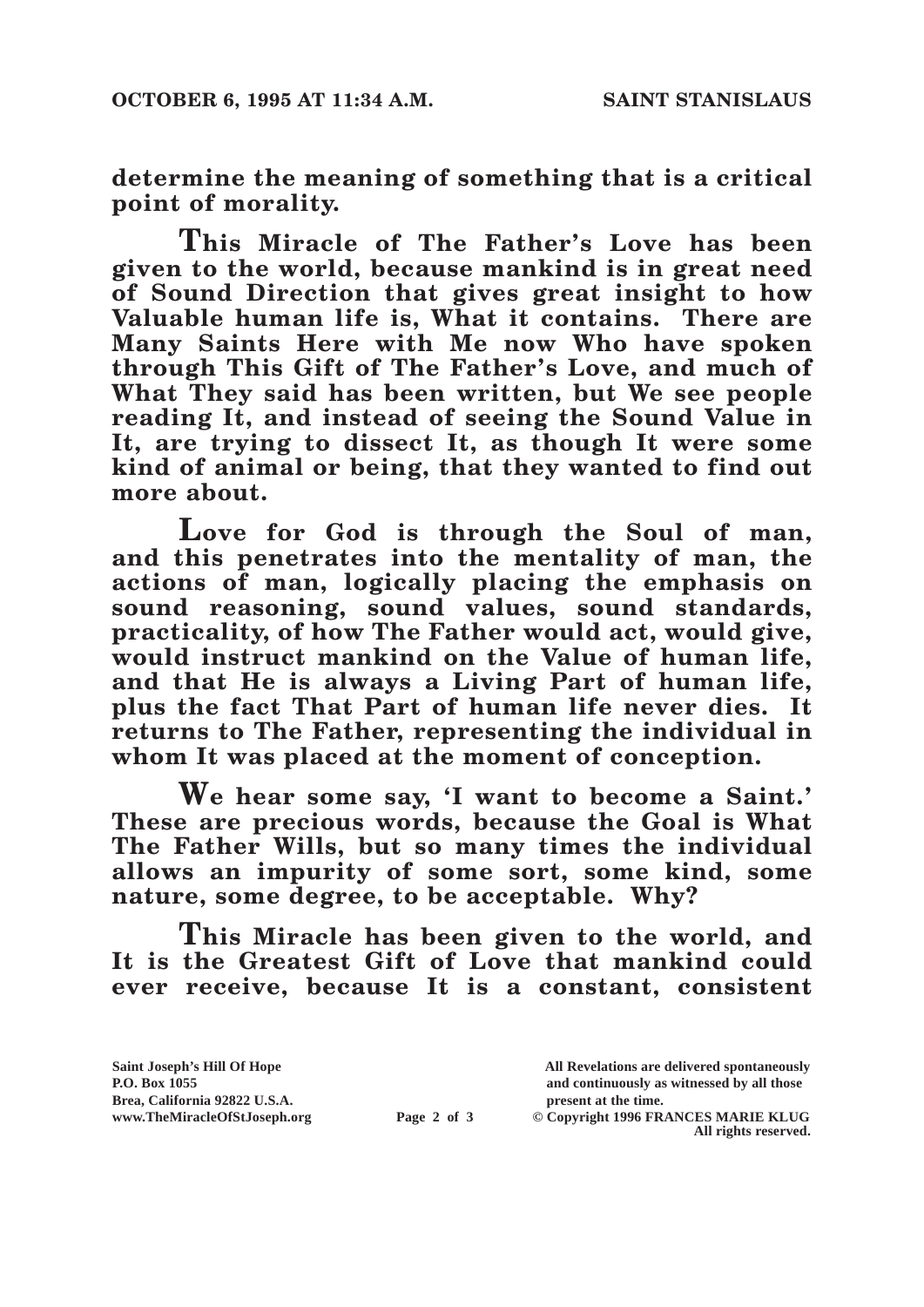**determine the meaning of something that is a critical point of morality.**

**This Miracle of The Father's Love has been given to the world, because mankind is in great need of Sound Direction that gives great insight to how Valuable human life is, What it contains. There are Many Saints Here with Me now Who have spoken through This Gift of The Father's Love, and much of What They said has been written, but We see people reading It, and instead of seeing the Sound Value in It, are trying to dissect It, as though It were some kind of animal or being, that they wanted to find out more about.**

**Love for God is through the Soul of man, and this penetrates into the mentality of man, the actions of man, logically placing the emphasis on sound reasoning, sound values, sound standards, practicality, of how The Father would act, would give, would instruct mankind on the Value of human life, and that He is always a Living Part of human life, plus the fact That Part of human life never dies. It returns to The Father, representing the individual in whom It was placed at the moment of conception.**

**We hear some say, 'I want to become a Saint.' These are precious words, because the Goal is What The Father Wills, but so many times the individual allows an impurity of some sort, some kind, some nature, some degree, to be acceptable. Why?**

**This Miracle has been given to the world, and It is the Greatest Gift of Love that mankind could ever receive, because It is a constant, consistent**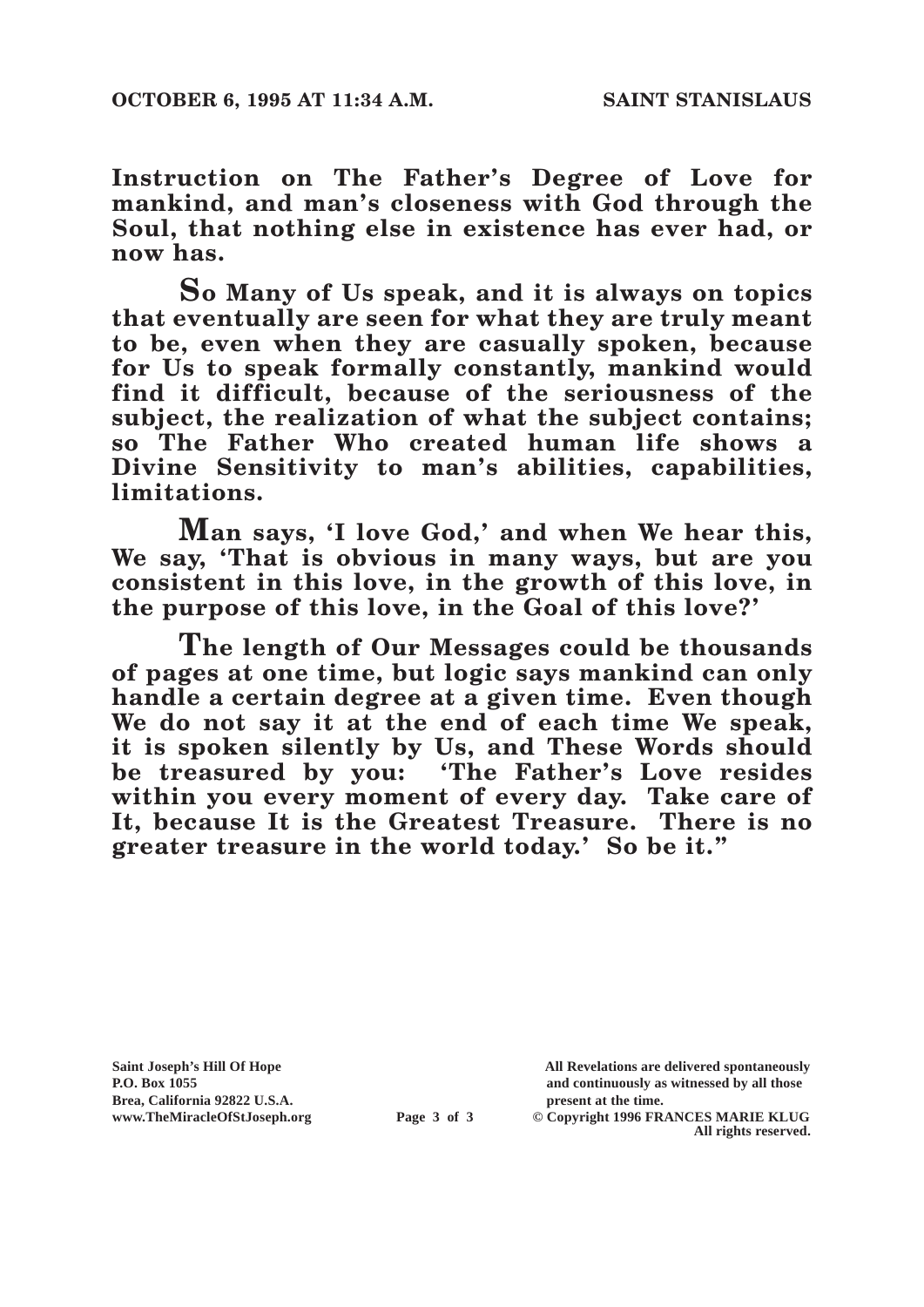**Instruction on The Father's Degree of Love for mankind, and man's closeness with God through the Soul, that nothing else in existence has ever had, or now has.**

**So Many of Us speak, and it is always on topics that eventually are seen for what they are truly meant to be, even when they are casually spoken, because for Us to speak formally constantly, mankind would find it difficult, because of the seriousness of the subject, the realization of what the subject contains; so The Father Who created human life shows a Divine Sensitivity to man's abilities, capabilities, limitations.**

**Man says, 'I love God,' and when We hear this, We say, 'That is obvious in many ways, but are you consistent in this love, in the growth of this love, in the purpose of this love, in the Goal of this love?'**

**The length of Our Messages could be thousands of pages at one time, but logic says mankind can only handle a certain degree at a given time. Even though We do not say it at the end of each time We speak, it is spoken silently by Us, and These Words should be treasured by you: 'The Father's Love resides within you every moment of every day. Take care of It, because It is the Greatest Treasure. There is no greater treasure in the world today.' So be it."**

**Saint Joseph's Hill Of Hope**
**P.O. Box 1055**
**Brea, California 92822 U.S.A.**
**www.TheMiracleOfStJoseph.org**

**All Revelations are delivered spontaneously and continuously as witnessed by all those present at the time.**
**© Copyright 1996 FRANCES MARIE KLUG**
**All rights reserved.**